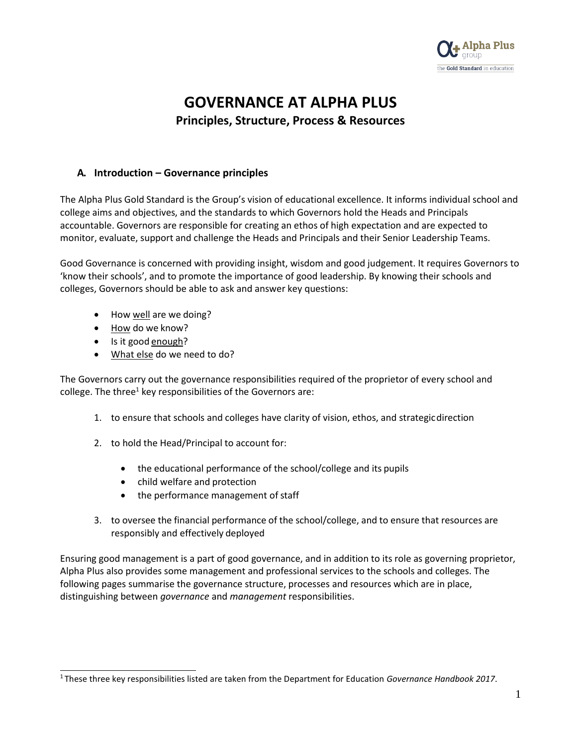# GOVERNANCE AT ALPHA PLUS

## Principles, Structure, Process & Resources

### A. Introduction – Governance principles

The Alpha Plus Gold Standard is the Group's vision of educational excellence. It informs individual school and college aims and objectives, and the standards to which Governors hold the Heads and Principals accountable. Governors are responsible for creating an ethos of high expectation and are expected to monitor, evaluate, support and challenge the Heads and Principals and their Senior Leadership Teams.

Good Governance is concerned with providing insight, wisdom and good judgement. It requires Governors to 'know their schools', and to promote the importance of good leadership. By knowing their schools and colleges, Governors should be able to ask and answer key questions:

- How <u>well</u> are we doing?
- <u>How</u> do we know?
- Is it good <u>enough</u>?
- <u>What else</u> do we need to do?

The Governors carry out the governance responsibilities required of the proprietor of every school and college. The three[1] key responsibilities of the Governors are:

1. to ensure that schools and colleges have clarity of vision, ethos, and strategic direction

2. to hold the Head/Principal to account for:

   - the educational performance of the school/college and its pupils
   - child welfare and protection
   - the performance management of staff

3. to oversee the financial performance of the school/college, and to ensure that resources are responsibly and effectively deployed

Ensuring good management is a part of good governance, and in addition to its role as governing proprietor, Alpha Plus also provides some management and professional services to the schools and colleges. The following pages summarise the governance structure, processes and resources which are in place, distinguishing between *governance* and *management* responsibilities.

---

[1] These three key responsibilities listed are taken from the Department for Education *Governance Handbook 2017*.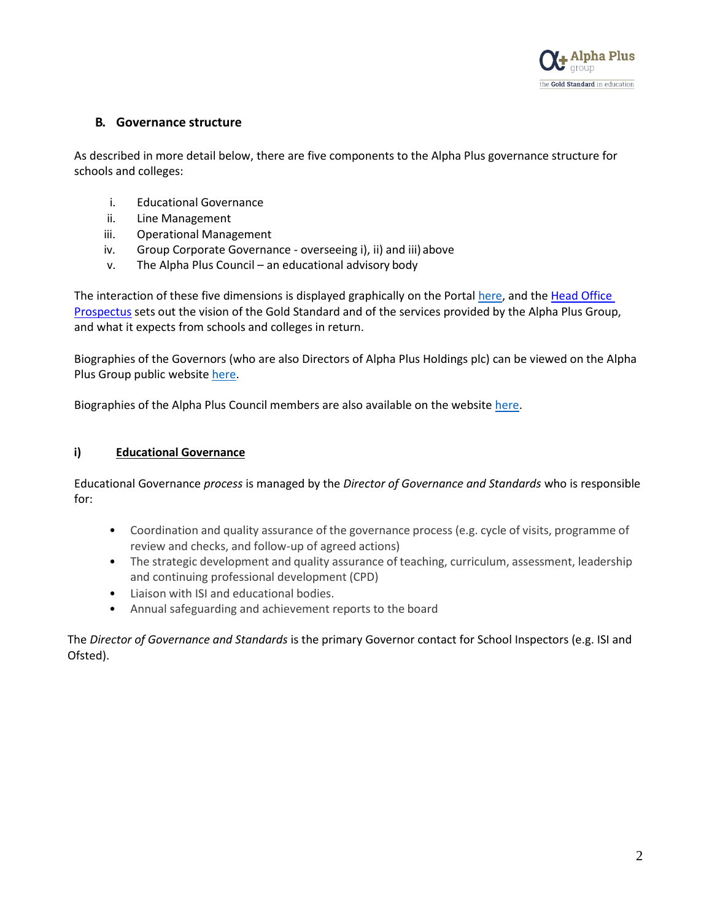## B. Governance structure

As described in more detail below, there are five components to the Alpha Plus governance structure for schools and colleges:

i. Educational Governance
ii. Line Management
iii. Operational Management
iv. Group Corporate Governance - overseeing i), ii) and iii) above
v. The Alpha Plus Council – an educational advisory body

The interaction of these five dimensions is displayed graphically on the Portal here, and the Head Office Prospectus sets out the vision of the Gold Standard and of the services provided by the Alpha Plus Group, and what it expects from schools and colleges in return.

Biographies of the Governors (who are also Directors of Alpha Plus Holdings plc) can be viewed on the Alpha Plus Group public website here.

Biographies of the Alpha Plus Council members are also available on the website here.

### i) Educational Governance

Educational Governance *process* is managed by the *Director of Governance and Standards* who is responsible for:

- Coordination and quality assurance of the governance process (e.g. cycle of visits, programme of review and checks, and follow-up of agreed actions)
- The strategic development and quality assurance of teaching, curriculum, assessment, leadership and continuing professional development (CPD)
- Liaison with ISI and educational bodies.
- Annual safeguarding and achievement reports to the board

The *Director of Governance and Standards* is the primary Governor contact for School Inspectors (e.g. ISI and Ofsted).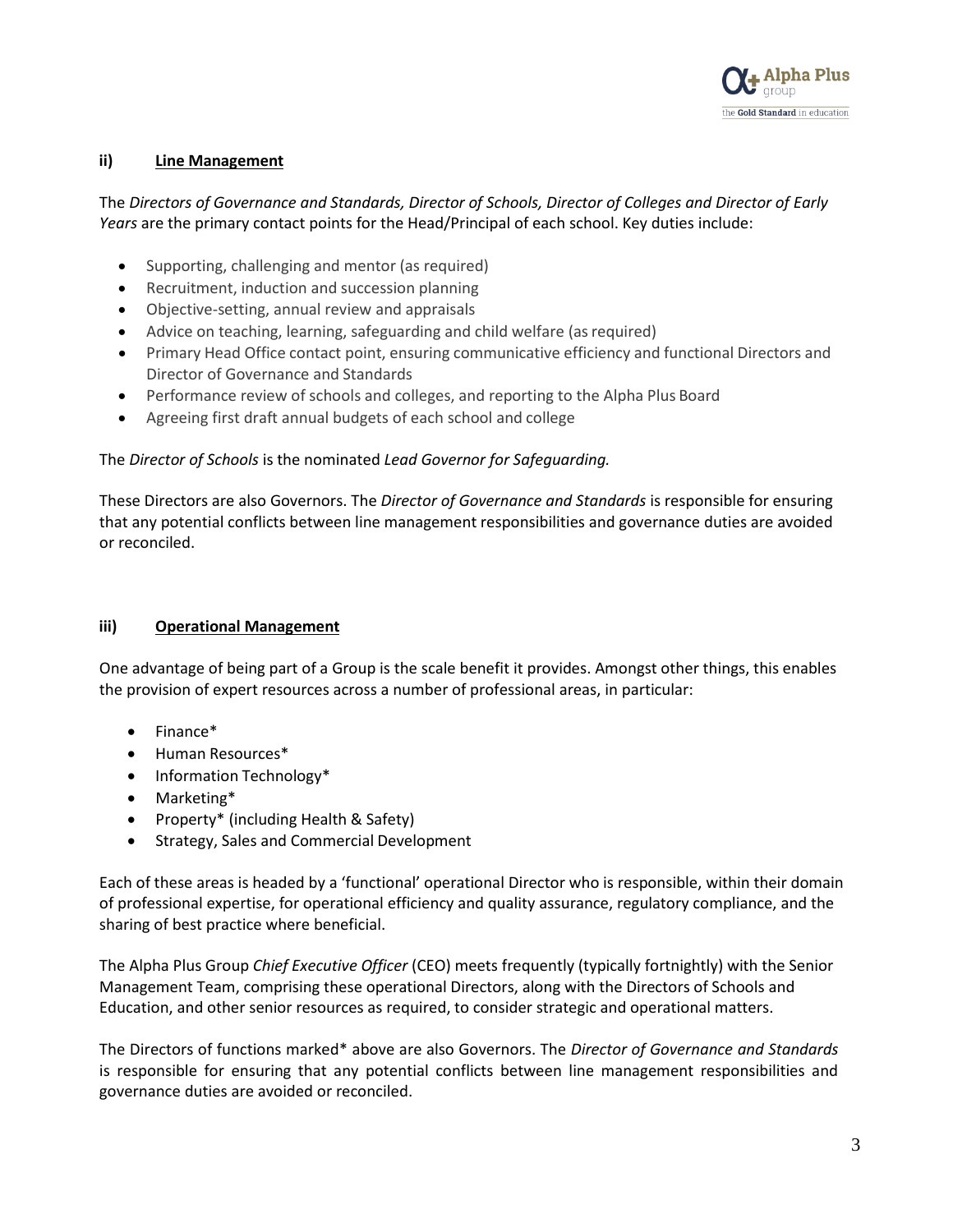### ii) Line Management

The *Directors of Governance and Standards, Director of Schools, Director of Colleges and Director of Early Years* are the primary contact points for the Head/Principal of each school. Key duties include:

- Supporting, challenging and mentor (as required)
- Recruitment, induction and succession planning
- Objective-setting, annual review and appraisals
- Advice on teaching, learning, safeguarding and child welfare (as required)
- Primary Head Office contact point, ensuring communicative efficiency and functional Directors and Director of Governance and Standards
- Performance review of schools and colleges, and reporting to the Alpha Plus Board
- Agreeing first draft annual budgets of each school and college

The *Director of Schools* is the nominated *Lead Governor for Safeguarding.*

These Directors are also Governors. The *Director of Governance and Standards* is responsible for ensuring that any potential conflicts between line management responsibilities and governance duties are avoided or reconciled.

### iii) Operational Management

One advantage of being part of a Group is the scale benefit it provides. Amongst other things, this enables the provision of expert resources across a number of professional areas, in particular:

- Finance*
- Human Resources*
- Information Technology*
- Marketing*
- Property* (including Health & Safety)
- Strategy, Sales and Commercial Development

Each of these areas is headed by a 'functional' operational Director who is responsible, within their domain of professional expertise, for operational efficiency and quality assurance, regulatory compliance, and the sharing of best practice where beneficial.

The Alpha Plus Group *Chief Executive Officer* (CEO) meets frequently (typically fortnightly) with the Senior Management Team, comprising these operational Directors, along with the Directors of Schools and Education, and other senior resources as required, to consider strategic and operational matters.

The Directors of functions marked* above are also Governors. The *Director of Governance and Standards* is responsible for ensuring that any potential conflicts between line management responsibilities and governance duties are avoided or reconciled.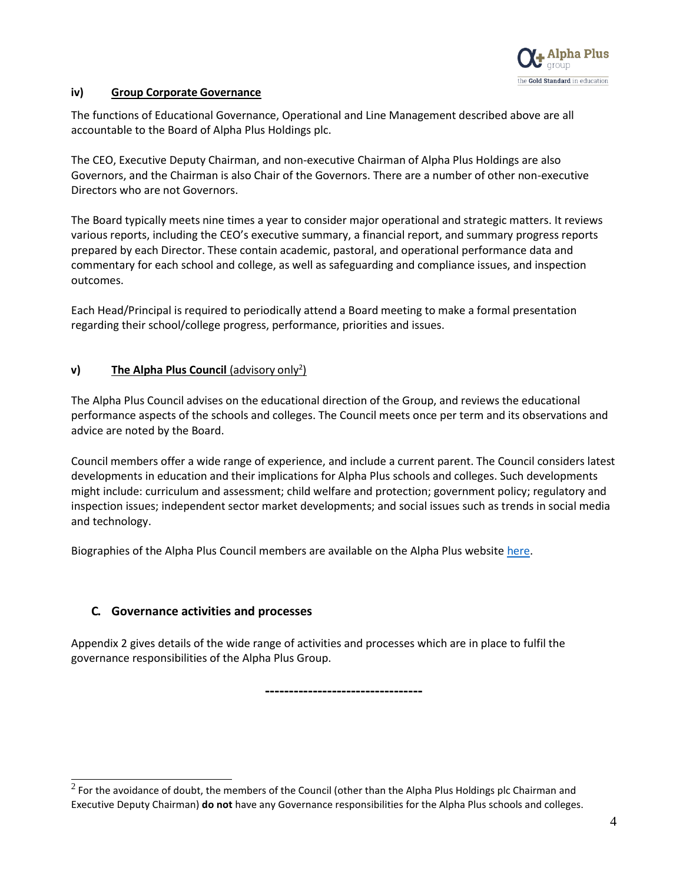### iv) Group Corporate Governance

The functions of Educational Governance, Operational and Line Management described above are all accountable to the Board of Alpha Plus Holdings plc.

The CEO, Executive Deputy Chairman, and non-executive Chairman of Alpha Plus Holdings are also Governors, and the Chairman is also Chair of the Governors. There are a number of other non-executive Directors who are not Governors.

The Board typically meets nine times a year to consider major operational and strategic matters. It reviews various reports, including the CEO's executive summary, a financial report, and summary progress reports prepared by each Director. These contain academic, pastoral, and operational performance data and commentary for each school and college, as well as safeguarding and compliance issues, and inspection outcomes.

Each Head/Principal is required to periodically attend a Board meeting to make a formal presentation regarding their school/college progress, performance, priorities and issues.

### v) The Alpha Plus Council (advisory only[2])

The Alpha Plus Council advises on the educational direction of the Group, and reviews the educational performance aspects of the schools and colleges. The Council meets once per term and its observations and advice are noted by the Board.

Council members offer a wide range of experience, and include a current parent. The Council considers latest developments in education and their implications for Alpha Plus schools and colleges. Such developments might include: curriculum and assessment; child welfare and protection; government policy; regulatory and inspection issues; independent sector market developments; and social issues such as trends in social media and technology.

Biographies of the Alpha Plus Council members are available on the Alpha Plus website here.

## C. Governance activities and processes

Appendix 2 gives details of the wide range of activities and processes which are in place to fulfil the governance responsibilities of the Alpha Plus Group.

---

[2] For the avoidance of doubt, the members of the Council (other than the Alpha Plus Holdings plc Chairman and Executive Deputy Chairman) **do not** have any Governance responsibilities for the Alpha Plus schools and colleges.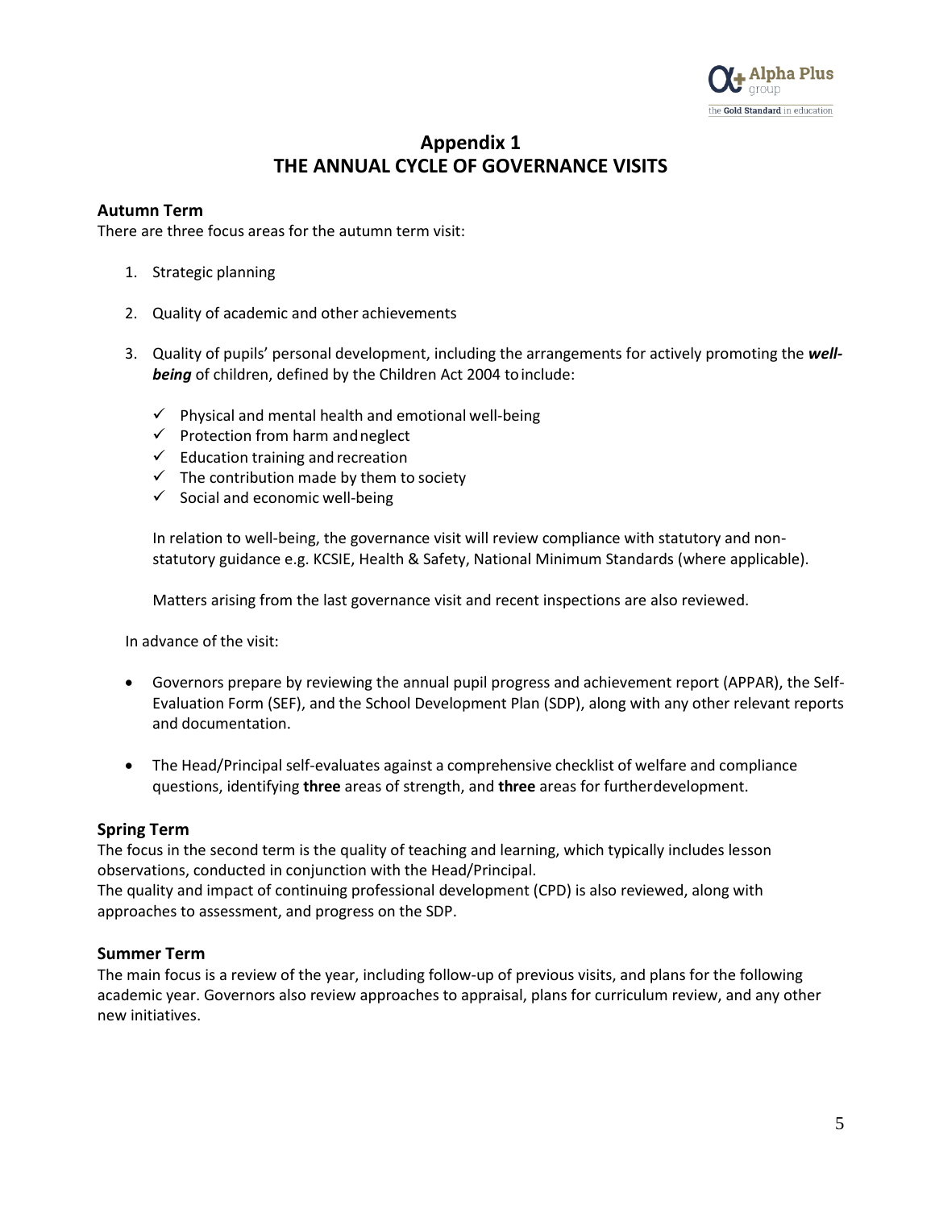## Appendix 1
## THE ANNUAL CYCLE OF GOVERNANCE VISITS

### Autumn Term

There are three focus areas for the autumn term visit:

1. Strategic planning

2. Quality of academic and other achievements

3. Quality of pupils' personal development, including the arrangements for actively promoting the ***well-being*** of children, defined by the Children Act 2004 to include:

   - ✓ Physical and mental health and emotional well-being
   - ✓ Protection from harm and neglect
   - ✓ Education training and recreation
   - ✓ The contribution made by them to society
   - ✓ Social and economic well-being

   In relation to well-being, the governance visit will review compliance with statutory and non-statutory guidance e.g. KCSIE, Health & Safety, National Minimum Standards (where applicable).

   Matters arising from the last governance visit and recent inspections are also reviewed.

In advance of the visit:

- Governors prepare by reviewing the annual pupil progress and achievement report (APPAR), the Self-Evaluation Form (SEF), and the School Development Plan (SDP), along with any other relevant reports and documentation.

- The Head/Principal self-evaluates against a comprehensive checklist of welfare and compliance questions, identifying **three** areas of strength, and **three** areas for further development.

### Spring Term

The focus in the second term is the quality of teaching and learning, which typically includes lesson observations, conducted in conjunction with the Head/Principal.
The quality and impact of continuing professional development (CPD) is also reviewed, along with approaches to assessment, and progress on the SDP.

### Summer Term

The main focus is a review of the year, including follow-up of previous visits, and plans for the following academic year. Governors also review approaches to appraisal, plans for curriculum review, and any other new initiatives.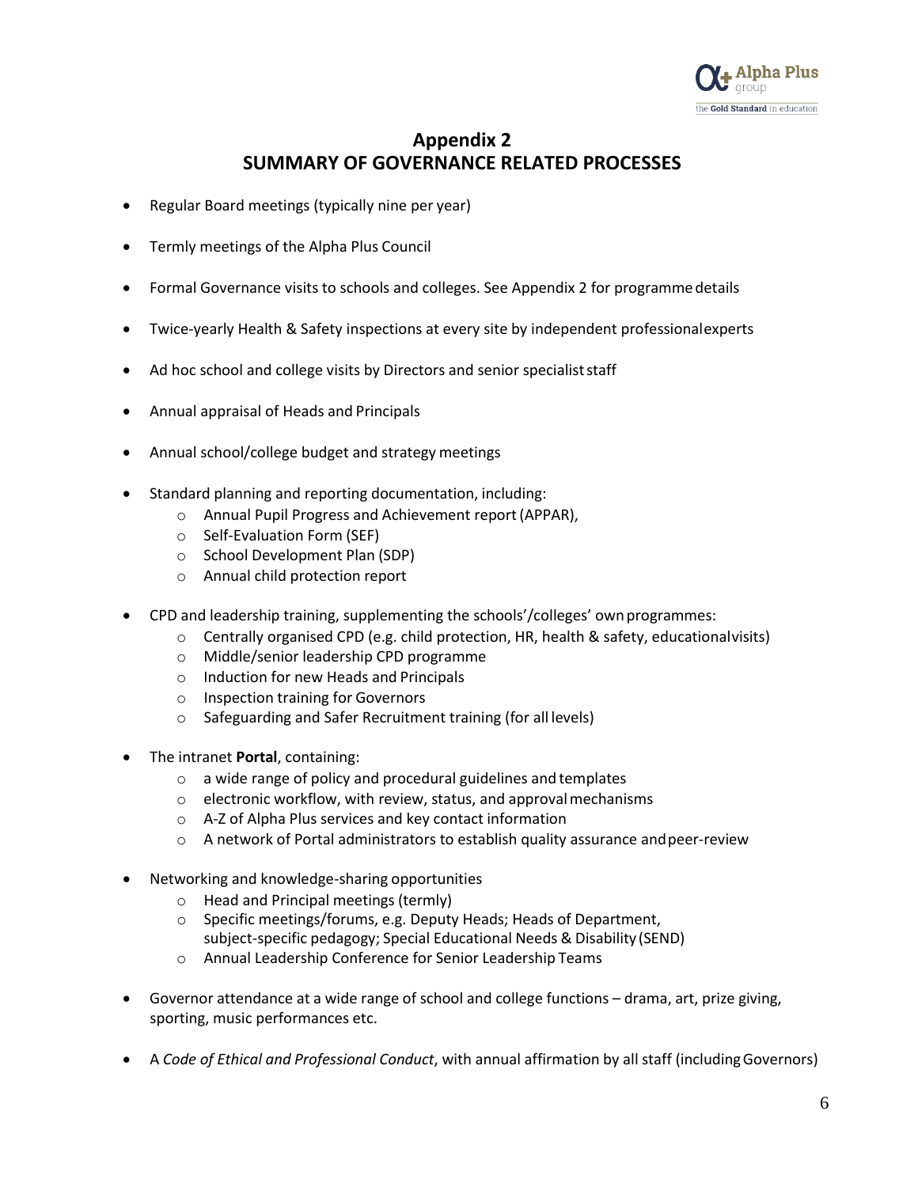# Appendix 2
# SUMMARY OF GOVERNANCE RELATED PROCESSES

- Regular Board meetings (typically nine per year)
- Termly meetings of the Alpha Plus Council
- Formal Governance visits to schools and colleges. See Appendix 2 for programme details
- Twice-yearly Health & Safety inspections at every site by independent professional experts
- Ad hoc school and college visits by Directors and senior specialist staff
- Annual appraisal of Heads and Principals
- Annual school/college budget and strategy meetings
- Standard planning and reporting documentation, including:
  - Annual Pupil Progress and Achievement report (APPAR),
  - Self-Evaluation Form (SEF)
  - School Development Plan (SDP)
  - Annual child protection report
- CPD and leadership training, supplementing the schools'/colleges' own programmes:
  - Centrally organised CPD (e.g. child protection, HR, health & safety, educational visits)
  - Middle/senior leadership CPD programme
  - Induction for new Heads and Principals
  - Inspection training for Governors
  - Safeguarding and Safer Recruitment training (for all levels)
- The intranet **Portal**, containing:
  - a wide range of policy and procedural guidelines and templates
  - electronic workflow, with review, status, and approval mechanisms
  - A-Z of Alpha Plus services and key contact information
  - A network of Portal administrators to establish quality assurance and peer-review
- Networking and knowledge-sharing opportunities
  - Head and Principal meetings (termly)
  - Specific meetings/forums, e.g. Deputy Heads; Heads of Department, subject-specific pedagogy; Special Educational Needs & Disability (SEND)
  - Annual Leadership Conference for Senior Leadership Teams
- Governor attendance at a wide range of school and college functions – drama, art, prize giving, sporting, music performances etc.
- A *Code of Ethical and Professional Conduct*, with annual affirmation by all staff (including Governors)